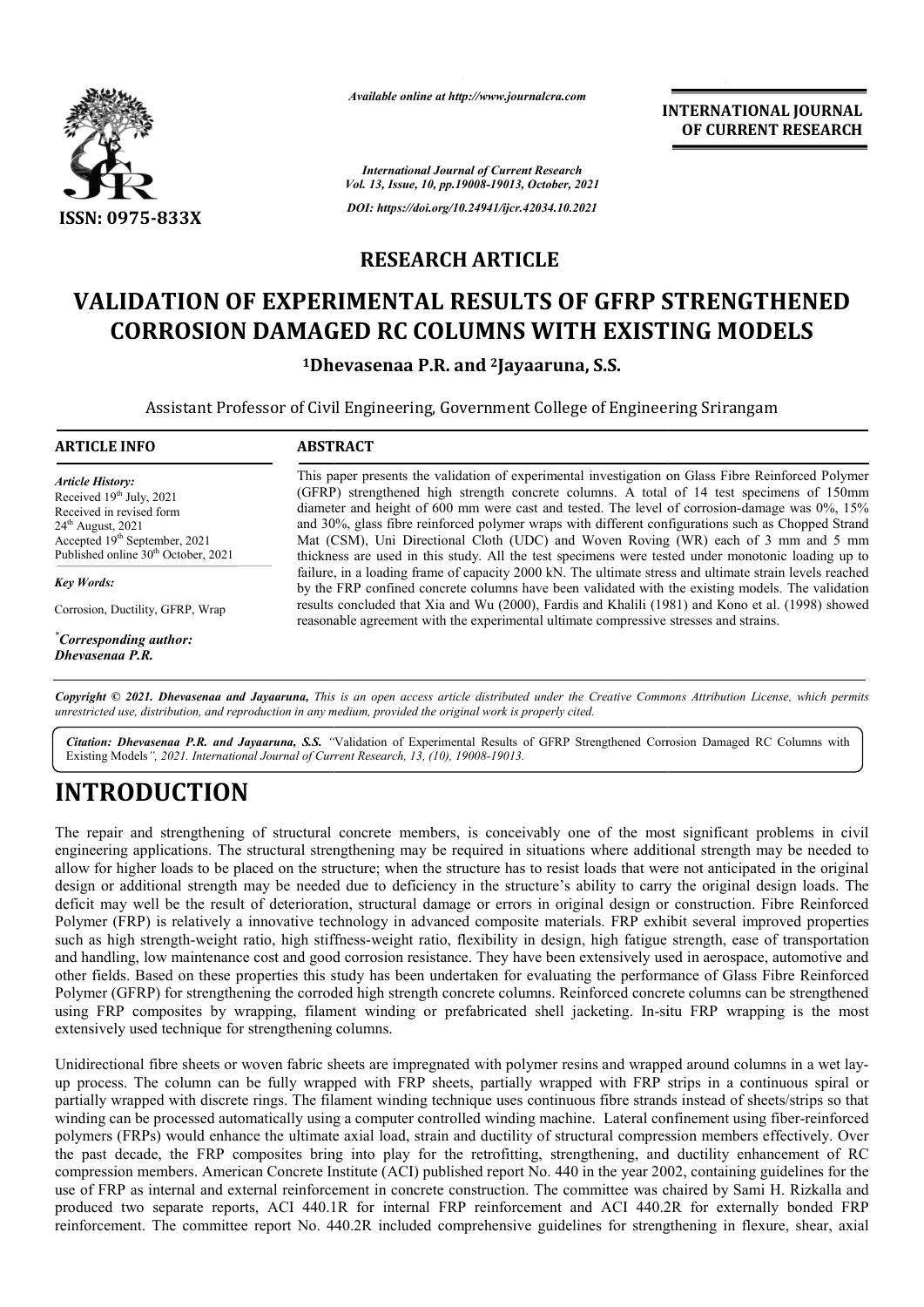*Available online at http://www.journalcra.com*

*International Journal of Current Research*
*Vol. 13, Issue, 10, pp.19008-19013, October, 2021*

*DOI: https://doi.org/10.24941/ijcr.42034.10.2021*

**INTERNATIONAL JOURNAL OF CURRENT RESEARCH**

ISSN: 0975-833X

## RESEARCH ARTICLE

# VALIDATION OF EXPERIMENTAL RESULTS OF GFRP STRENGTHENED CORROSION DAMAGED RC COLUMNS WITH EXISTING MODELS

**[1]Dhevasenaa P.R. and [2]Jayaaruna, S.S.**

Assistant Professor of Civil Engineering, Government College of Engineering Srirangam

### ARTICLE INFO

*Article History:*
Received 19th July, 2021
Received in revised form
24th August, 2021
Accepted 19th September, 2021
Published online 30th October, 2021

*Key Words:*

Corrosion, Ductility, GFRP, Wrap

*\*Corresponding author:*
***Dhevasenaa P.R.***

### ABSTRACT

This paper presents the validation of experimental investigation on Glass Fibre Reinforced Polymer (GFRP) strengthened high strength concrete columns. A total of 14 test specimens of 150mm diameter and height of 600 mm were cast and tested. The level of corrosion-damage was 0%, 15% and 30%, glass fibre reinforced polymer wraps with different configurations such as Chopped Strand Mat (CSM), Uni Directional Cloth (UDC) and Woven Roving (WR) each of 3 mm and 5 mm thickness are used in this study. All the test specimens were tested under monotonic loading up to failure, in a loading frame of capacity 2000 kN. The ultimate stress and ultimate strain levels reached by the FRP confined concrete columns have been validated with the existing models. The validation results concluded that Xia and Wu (2000), Fardis and Khalili (1981) and Kono et al. (1998) showed reasonable agreement with the experimental ultimate compressive stresses and strains.

***Copyright © 2021. Dhevasenaa and Jayaaruna,** This is an open access article distributed under the Creative Commons Attribution License, which permits unrestricted use, distribution, and reproduction in any medium, provided the original work is properly cited.*

***Citation: Dhevasenaa P.R. and Jayaaruna, S.S.** "Validation of Experimental Results of GFRP Strengthened Corrosion Damaged RC Columns with Existing Models", 2021. International Journal of Current Research, 13, (10), 19008-19013.*

# INTRODUCTION

The repair and strengthening of structural concrete members, is conceivably one of the most significant problems in civil engineering applications. The structural strengthening may be required in situations where additional strength may be needed to allow for higher loads to be placed on the structure; when the structure has to resist loads that were not anticipated in the original design or additional strength may be needed due to deficiency in the structure's ability to carry the original design loads. The deficit may well be the result of deterioration, structural damage or errors in original design or construction. Fibre Reinforced Polymer (FRP) is relatively a innovative technology in advanced composite materials. FRP exhibit several improved properties such as high strength-weight ratio, high stiffness-weight ratio, flexibility in design, high fatigue strength, ease of transportation and handling, low maintenance cost and good corrosion resistance. They have been extensively used in aerospace, automotive and other fields. Based on these properties this study has been undertaken for evaluating the performance of Glass Fibre Reinforced Polymer (GFRP) for strengthening the corroded high strength concrete columns. Reinforced concrete columns can be strengthened using FRP composites by wrapping, filament winding or prefabricated shell jacketing. In-situ FRP wrapping is the most extensively used technique for strengthening columns.

Unidirectional fibre sheets or woven fabric sheets are impregnated with polymer resins and wrapped around columns in a wet lay-up process. The column can be fully wrapped with FRP sheets, partially wrapped with FRP strips in a continuous spiral or partially wrapped with discrete rings. The filament winding technique uses continuous fibre strands instead of sheets/strips so that winding can be processed automatically using a computer controlled winding machine. Lateral confinement using fiber-reinforced polymers (FRPs) would enhance the ultimate axial load, strain and ductility of structural compression members effectively. Over the past decade, the FRP composites bring into play for the retrofitting, strengthening, and ductility enhancement of RC compression members. American Concrete Institute (ACI) published report No. 440 in the year 2002, containing guidelines for the use of FRP as internal and external reinforcement in concrete construction. The committee was chaired by Sami H. Rizkalla and produced two separate reports, ACI 440.1R for internal FRP reinforcement and ACI 440.2R for externally bonded FRP reinforcement. The committee report No. 440.2R included comprehensive guidelines for strengthening in flexure, shear, axial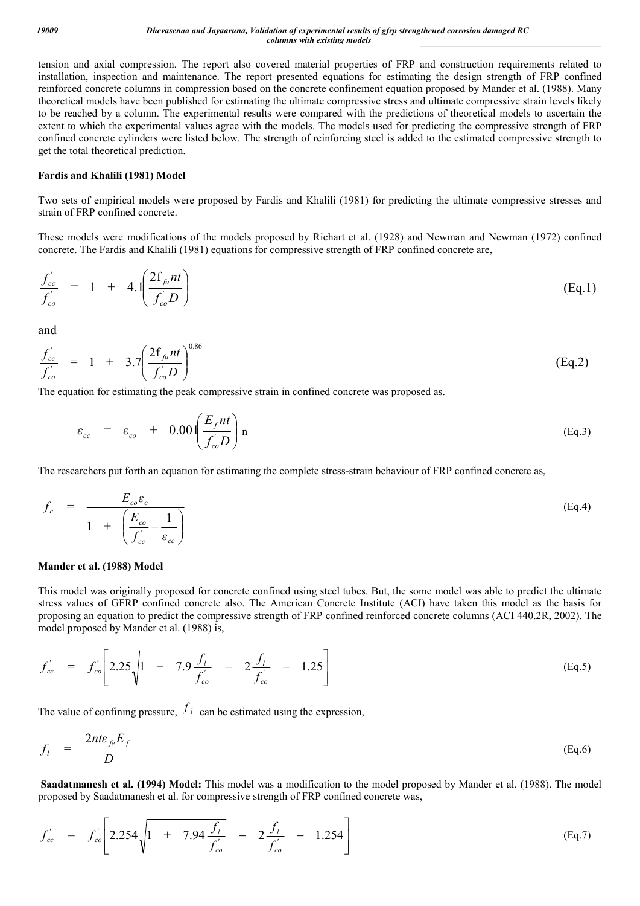tension and axial compression. The report also covered material properties of FRP and construction requirements related to installation, inspection and maintenance. The report presented equations for estimating the design strength of FRP confined reinforced concrete columns in compression based on the concrete confinement equation proposed by Mander et al. (1988). Many theoretical models have been published for estimating the ultimate compressive stress and ultimate compressive strain levels likely to be reached by a column. The experimental results were compared with the predictions of theoretical models to ascertain the extent to which the experimental values agree with the models. The models used for predicting the compressive strength of FRP confined concrete cylinders were listed below. The strength of reinforcing steel is added to the estimated compressive strength to get the total theoretical prediction.

**Fardis and Khalili (1981) Model**

Two sets of empirical models were proposed by Fardis and Khalili (1981) for predicting the ultimate compressive stresses and strain of FRP confined concrete.

These models were modifications of the models proposed by Richart et al. (1928) and Newman and Newman (1972) confined concrete. The Fardis and Khalili (1981) equations for compressive strength of FRP confined concrete are,

$$\frac{f_{cc}^{'}}{f_{co}^{'}} = 1 + 4.1\left(\frac{2f_{fu}nt}{f_{co}^{'}D}\right) \quad \text{(Eq.1)}$$

and

$$\frac{f_{cc}^{'}}{f_{co}^{'}} = 1 + 3.7\left(\frac{2f_{fu}nt}{f_{co}^{'}D}\right)^{0.86} \quad \text{(Eq.2)}$$

The equation for estimating the peak compressive strain in confined concrete was proposed as.

$$\varepsilon_{cc} = \varepsilon_{co} + 0.001\left(\frac{E_f nt}{f_{co}^{'}D}\right) \text{n} \quad \text{(Eq.3)}$$

The researchers put forth an equation for estimating the complete stress-strain behaviour of FRP confined concrete as,

$$f_c = \frac{E_{co}\varepsilon_c}{1 + \left(\frac{E_{co}}{f_{cc}^{'}} - \frac{1}{\varepsilon_{cc}}\right)} \quad \text{(Eq.4)}$$

**Mander et al. (1988) Model**

This model was originally proposed for concrete confined using steel tubes. But, the some model was able to predict the ultimate stress values of GFRP confined concrete also. The American Concrete Institute (ACI) have taken this model as the basis for proposing an equation to predict the compressive strength of FRP confined reinforced concrete columns (ACI 440.2R, 2002). The model proposed by Mander et al. (1988) is,

$$f_{cc}^{'} = f_{co}^{'}\left[2.25\sqrt{1 + 7.9\frac{f_l}{f_{co}^{'}}} - 2\frac{f_l}{f_{co}^{'}} - 1.25\right] \quad \text{(Eq.5)}$$

The value of confining pressure, $f_l$ can be estimated using the expression,

$$f_l = \frac{2nt\varepsilon_{fe}E_f}{D} \quad \text{(Eq.6)}$$

**Saadatmanesh et al. (1994) Model:** This model was a modification to the model proposed by Mander et al. (1988). The model proposed by Saadatmanesh et al. for compressive strength of FRP confined concrete was,

$$f_{cc}^{'} = f_{co}^{'}\left[2.254\sqrt{1 + 7.94\frac{f_l}{f_{co}^{'}}} - 2\frac{f_l}{f_{co}^{'}} - 1.254\right] \quad \text{(Eq.7)}$$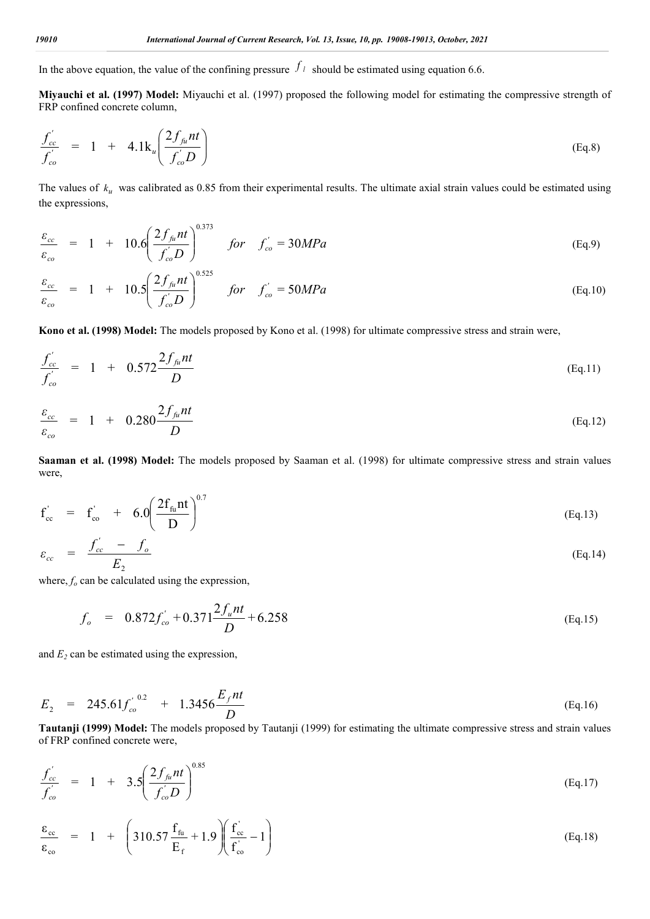In the above equation, the value of the confining pressure $f_l$ should be estimated using equation 6.6.

**Miyauchi et al. (1997) Model:** Miyauchi et al. (1997) proposed the following model for estimating the compressive strength of FRP confined concrete column,

$$\frac{f_{cc}^{'}}{f_{co}^{'}} = 1 + 4.1k_u\left(\frac{2f_{fu}nt}{f_{co}^{'}D}\right) \quad \text{(Eq.8)}$$

The values of $k_u$ was calibrated as 0.85 from their experimental results. The ultimate axial strain values could be estimated using the expressions,

$$\frac{\varepsilon_{cc}}{\varepsilon_{co}} = 1 + 10.6\left(\frac{2f_{fu}nt}{f_{co}^{'}D}\right)^{0.373} \quad for \quad f_{co}^{'} = 30MPa \quad \text{(Eq.9)}$$

$$\frac{\varepsilon_{cc}}{\varepsilon_{co}} = 1 + 10.5\left(\frac{2f_{fu}nt}{f_{co}^{'}D}\right)^{0.525} \quad for \quad f_{co}^{'} = 50MPa \quad \text{(Eq.10)}$$

**Kono et al. (1998) Model:** The models proposed by Kono et al. (1998) for ultimate compressive stress and strain were,

$$\frac{f_{cc}^{'}}{f_{co}^{'}} = 1 + 0.572\frac{2f_{fu}nt}{D} \quad \text{(Eq.11)}$$

$$\frac{\varepsilon_{cc}}{\varepsilon_{co}} = 1 + 0.280\frac{2f_{fu}nt}{D} \quad \text{(Eq.12)}$$

**Saaman et al. (1998) Model:** The models proposed by Saaman et al. (1998) for ultimate compressive stress and strain values were,

$$f_{cc}^{'} = f_{co}^{'} + 6.0\left(\frac{2f_{fu}nt}{D}\right)^{0.7} \quad \text{(Eq.13)}$$

$$\varepsilon_{cc} = \frac{f_{cc}^{'} - f_o}{E_2} \quad \text{(Eq.14)}$$

where, $f_o$ can be calculated using the expression,

$$f_o = 0.872f_{co}^{'} + 0.371\frac{2f_u nt}{D} + 6.258 \quad \text{(Eq.15)}$$

and $E_2$ can be estimated using the expression,

$$E_2 = 245.61{f_{co}^{'}}^{0.2} + 1.3456\frac{E_f nt}{D} \quad \text{(Eq.16)}$$

**Tautanji (1999) Model:** The models proposed by Tautanji (1999) for estimating the ultimate compressive stress and strain values of FRP confined concrete were,

$$\frac{f_{cc}^{'}}{f_{co}^{'}} = 1 + 3.5\left(\frac{2f_{fu}nt}{f_{co}^{'}D}\right)^{0.85} \quad \text{(Eq.17)}$$

$$\frac{\varepsilon_{cc}}{\varepsilon_{co}} = 1 + \left(310.57\frac{f_{fu}}{E_f} + 1.9\right)\left(\frac{f_{cc}^{'}}{f_{co}^{'}} - 1\right) \quad \text{(Eq.18)}$$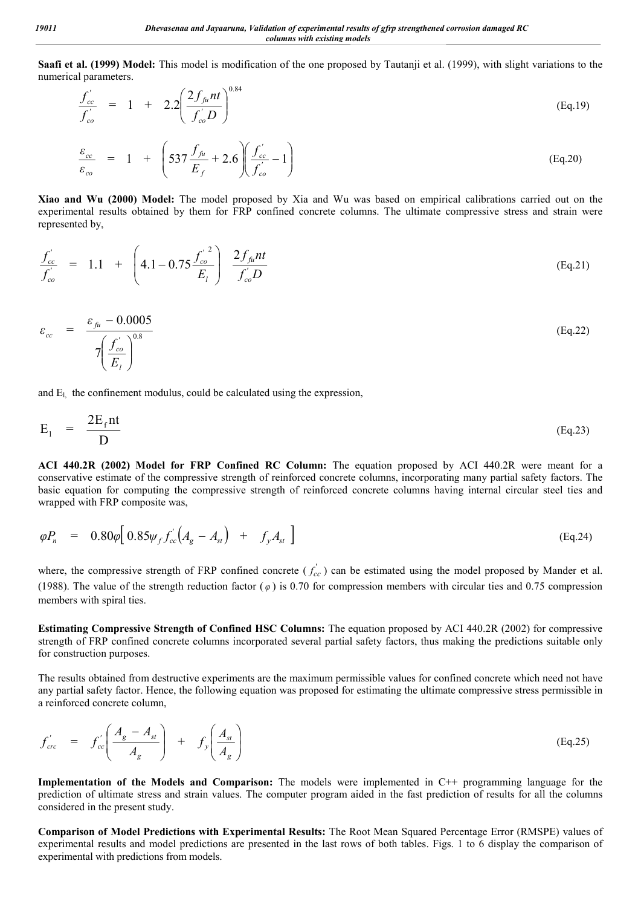**Saafi et al. (1999) Model:** This model is modification of the one proposed by Tautanji et al. (1999), with slight variations to the numerical parameters.

$$\frac{f'_{cc}}{f'_{co}} = 1 + 2.2\left(\frac{2f_{fu}nt}{f'_{co}D}\right)^{0.84} \tag{Eq.19}$$

$$\frac{\varepsilon_{cc}}{\varepsilon_{co}} = 1 + \left(537\frac{f_{fu}}{E_f} + 2.6\right)\left(\frac{f'_{cc}}{f'_{co}} - 1\right) \tag{Eq.20}$$

**Xiao and Wu (2000) Model:** The model proposed by Xia and Wu was based on empirical calibrations carried out on the experimental results obtained by them for FRP confined concrete columns. The ultimate compressive stress and strain were represented by,

$$\frac{f'_{cc}}{f'_{co}} = 1.1 + \left(4.1 - 0.75\frac{f'^{2}_{co}}{E_l}\right)\frac{2f_{fu}nt}{f'_{co}D} \tag{Eq.21}$$

$$\varepsilon_{cc} = \frac{\varepsilon_{fu} - 0.0005}{7\left(\frac{f'_{co}}{E_l}\right)^{0.8}} \tag{Eq.22}$$

and $E_l$, the confinement modulus, could be calculated using the expression,

$$E_1 = \frac{2E_f nt}{D} \tag{Eq.23}$$

**ACI 440.2R (2002) Model for FRP Confined RC Column:** The equation proposed by ACI 440.2R were meant for a conservative estimate of the compressive strength of reinforced concrete columns, incorporating many partial safety factors. The basic equation for computing the compressive strength of reinforced concrete columns having internal circular steel ties and wrapped with FRP composite was,

$$\varphi P_n = 0.80\varphi\left[0.85\psi_f f'_{cc}\left(A_g - A_{st}\right) + f_y A_{st}\right] \tag{Eq.24}$$

where, the compressive strength of FRP confined concrete ($f'_{cc}$) can be estimated using the model proposed by Mander et al. (1988). The value of the strength reduction factor ($\varphi$) is 0.70 for compression members with circular ties and 0.75 compression members with spiral ties.

**Estimating Compressive Strength of Confined HSC Columns:** The equation proposed by ACI 440.2R (2002) for compressive strength of FRP confined concrete columns incorporated several partial safety factors, thus making the predictions suitable only for construction purposes.

The results obtained from destructive experiments are the maximum permissible values for confined concrete which need not have any partial safety factor. Hence, the following equation was proposed for estimating the ultimate compressive stress permissible in a reinforced concrete column,

$$f'_{crc} = f'_{cc}\left(\frac{A_g - A_{st}}{A_g}\right) + f_y\left(\frac{A_{st}}{A_g}\right) \tag{Eq.25}$$

**Implementation of the Models and Comparison:** The models were implemented in C++ programming language for the prediction of ultimate stress and strain values. The computer program aided in the fast prediction of results for all the columns considered in the present study.

**Comparison of Model Predictions with Experimental Results:** The Root Mean Squared Percentage Error (RMSPE) values of experimental results and model predictions are presented in the last rows of both tables. Figs. 1 to 6 display the comparison of experimental with predictions from models.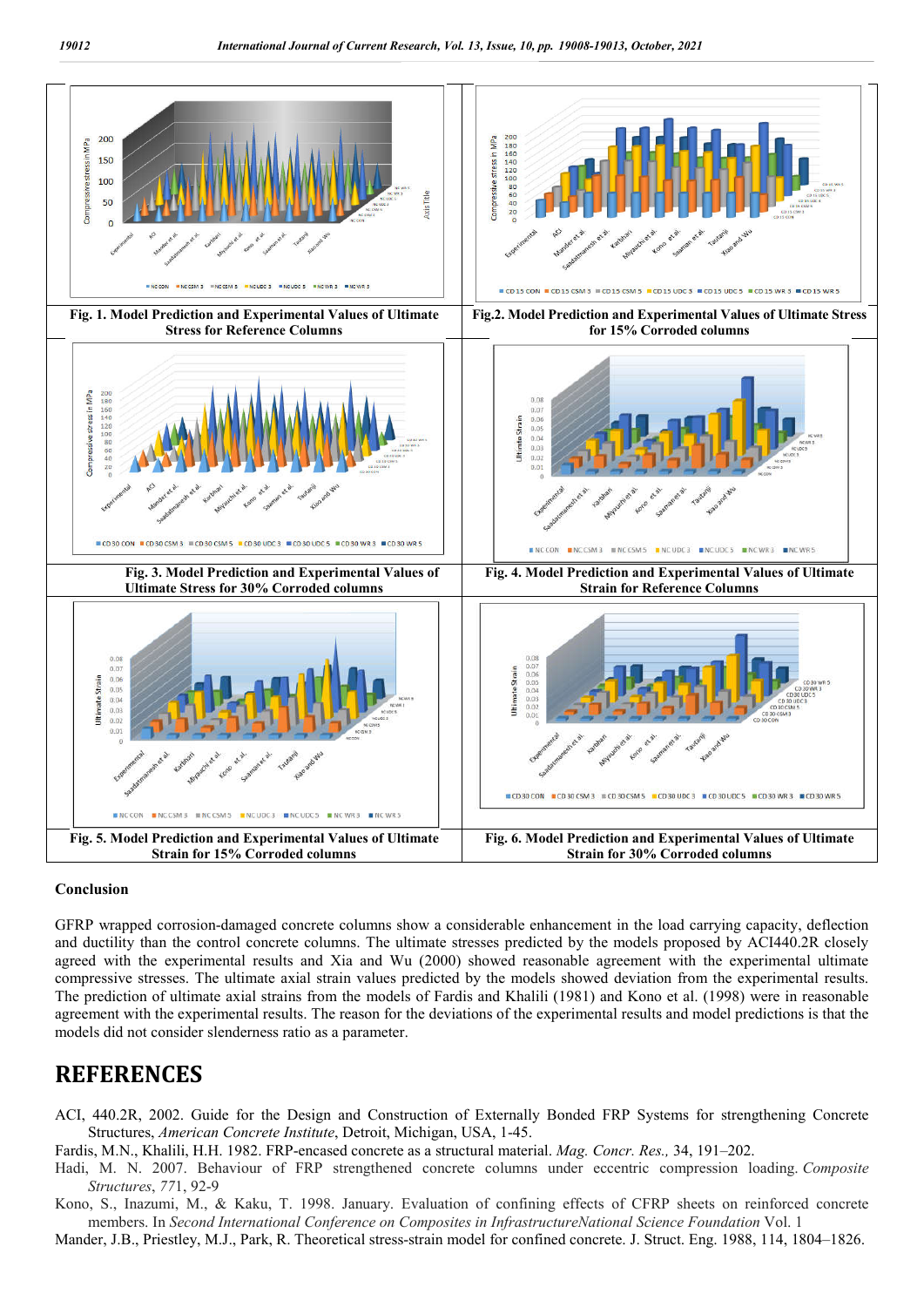Compressive stress in MPa
200
150
100
50
0
Experimental ACI Mander et al. Saadatmanesh et al. Karbhari Miyauchi et al. Kono et al. Saaman et al. Toutanji Xiao and Wu
Axis Title
NC CON NC CSM 3 NC CSM 5 NC UDC 3 NC UDC 5 NC WR 3 NC WR 5

**Fig. 1. Model Prediction and Experimental Values of Ultimate Stress for Reference Columns**

Compressive stress in MPa
200
180
160
140
120
100
80
60
40
20
0
Experimental ACI Mander et al. Saadatmanesh et al. Karbhari Miyauchi et al. Kono et al. Saaman et al. Toutanji Xiao and Wu
CD 15 CON CD 15 CSM 3 CD 15 CSM 5 CD 15 UDC 3 CD 15 UDC 5 CD 15 WR 3 CD 15 WR 5

**Fig.2. Model Prediction and Experimental Values of Ultimate Stress for 15% Corroded columns**

Compressive stress in MPa
200
180
160
140
120
100
80
60
40
20
0
Experimental ACI Mander et al. Saadatmanesh et al. Karbhari Miyauchi et al. Kono et al. Saaman et al. Toutanji Xiao and Wu
CD 30 CON CD 30 CSM 3 CD 30 CSM 5 CD 30 UDC 3 CD 30 UDC 5 CD 30 WR 3 CD 30 WR 5

**Fig. 3. Model Prediction and Experimental Values of Ultimate Stress for 30% Corroded columns**

Ultimate Strain
0.08
0.07
0.06
0.05
0.04
0.03
0.02
0.01
0
Experimental Saadatmanesh et al. Karbhari Miyauchi et al. Kono et al. Saaman et al. Toutanji Xiao and Wu
NC CON NC CSM 3 NC CSM 5 NC UDC 3 NC UDC 5 NC WR 3 NC WR 5

**Fig. 4. Model Prediction and Experimental Values of Ultimate Strain for Reference Columns**

Ultimate Strain
0.08
0.07
0.06
0.05
0.04
0.03
0.02
0.01
0
Experimental Saadatmanesh et al. Karbhari Miyauchi et al. Kono et al. Saaman et al. Toutanji Xiao and Wu
NC CON NC CSM 3 NC CSM 5 NC UDC 3 NC UDC 5 NC WR 3 NC WR 5

**Fig. 5. Model Prediction and Experimental Values of Ultimate Strain for 15% Corroded columns**

Ultimate Strain
0.08
0.07
0.06
0.05
0.04
0.03
0.02
0.01
0
Experimental Saadatmanesh et al. Karbhari Miyauchi et al. Kono et al. Saaman et al. Toutanji Xiao and Wu
CD 30 CON CD 30 CSM 3 CD 30 CSM 5 CD 30 UDC 3 CD 30 UDC 5 CD 30 WR 3 CD 30 WR 5

**Fig. 6. Model Prediction and Experimental Values of Ultimate Strain for 30% Corroded columns**

### Conclusion

GFRP wrapped corrosion-damaged concrete columns show a considerable enhancement in the load carrying capacity, deflection and ductility than the control concrete columns. The ultimate stresses predicted by the models proposed by ACI440.2R closely agreed with the experimental results and Xia and Wu (2000) showed reasonable agreement with the experimental ultimate compressive stresses. The ultimate axial strain values predicted by the models showed deviation from the experimental results. The prediction of ultimate axial strains from the models of Fardis and Khalili (1981) and Kono et al. (1998) were in reasonable agreement with the experimental results. The reason for the deviations of the experimental results and model predictions is that the models did not consider slenderness ratio as a parameter.

# REFERENCES

ACI, 440.2R, 2002. Guide for the Design and Construction of Externally Bonded FRP Systems for strengthening Concrete Structures, *American Concrete Institute*, Detroit, Michigan, USA, 1-45.

Fardis, M.N., Khalili, H.H. 1982. FRP-encased concrete as a structural material. *Mag. Concr. Res.,* 34, 191–202.

Hadi, M. N. 2007. Behaviour of FRP strengthened concrete columns under eccentric compression loading. *Composite Structures*, 771, 92-9

Kono, S., Inazumi, M., & Kaku, T. 1998. January. Evaluation of confining effects of CFRP sheets on reinforced concrete members. In *Second International Conference on Composites in InfrastructureNational Science Foundation* Vol. 1

Mander, J.B., Priestley, M.J., Park, R. Theoretical stress-strain model for confined concrete. J. Struct. Eng. 1988, 114, 1804–1826.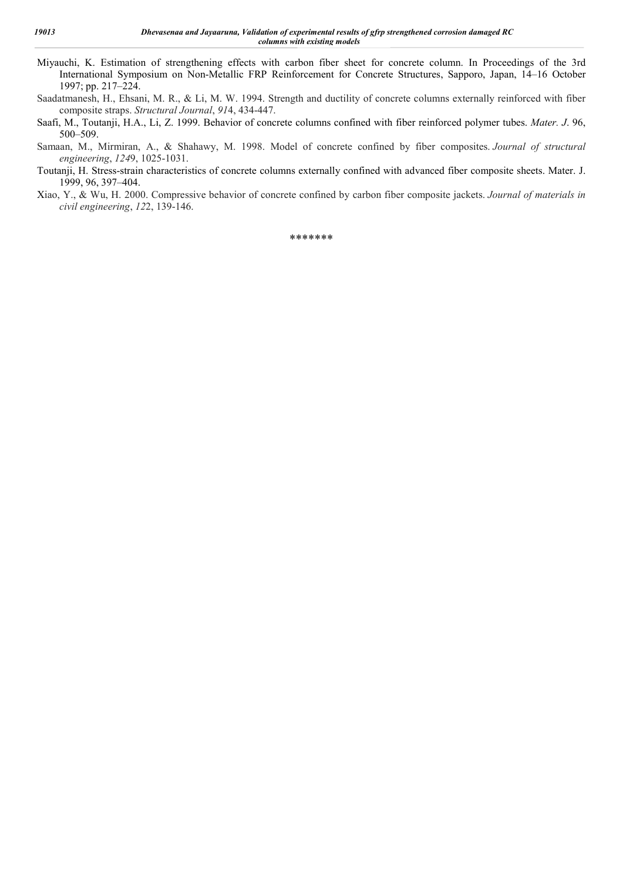Miyauchi, K. Estimation of strengthening effects with carbon fiber sheet for concrete column. In Proceedings of the 3rd International Symposium on Non-Metallic FRP Reinforcement for Concrete Structures, Sapporo, Japan, 14–16 October 1997; pp. 217–224.

Saadatmanesh, H., Ehsani, M. R., & Li, M. W. 1994. Strength and ductility of concrete columns externally reinforced with fiber composite straps. *Structural Journal*, *91*4, 434-447.

Saafi, M., Toutanji, H.A., Li, Z. 1999. Behavior of concrete columns confined with fiber reinforced polymer tubes. *Mater. J*. 96, 500–509.

Samaan, M., Mirmiran, A., & Shahawy, M. 1998. Model of concrete confined by fiber composites. *Journal of structural engineering*, *124*9, 1025-1031.

Toutanji, H. Stress-strain characteristics of concrete columns externally confined with advanced fiber composite sheets. Mater. J. 1999, 96, 397–404.

Xiao, Y., & Wu, H. 2000. Compressive behavior of concrete confined by carbon fiber composite jackets. *Journal of materials in civil engineering*, *12*2, 139-146.

*******